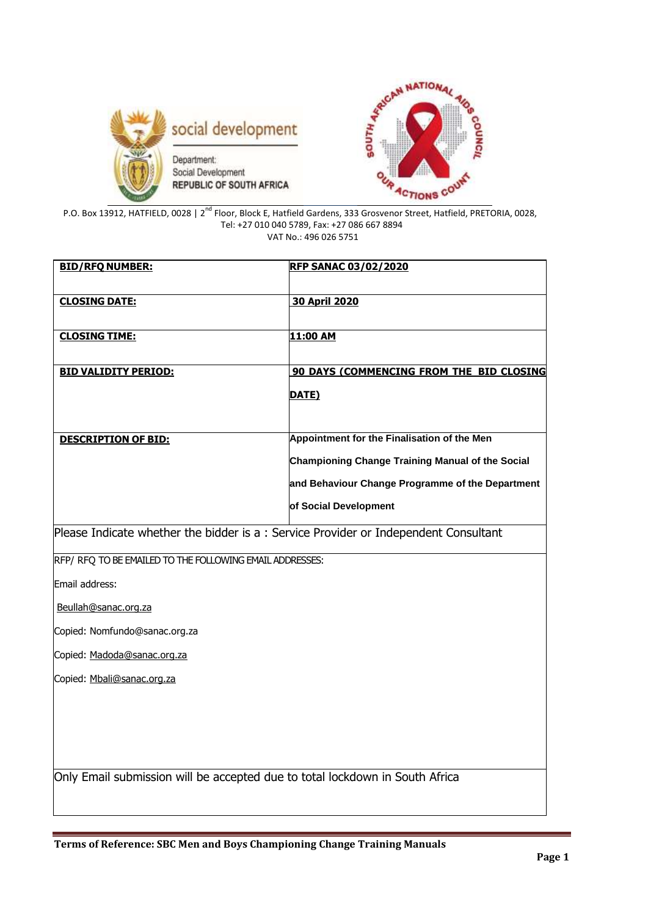social development

Department:
Social Development
REPUBLIC OF SOUTH AFRICA

SOUTH AFRICAN NATIONAL AIDS COUNCIL
OUR ACTIONS COUNT

P.O. Box 13912, HATFIELD, 0028 | 2nd Floor, Block E, Hatfield Gardens, 333 Grosvenor Street, Hatfield, PRETORIA, 0028,
Tel: +27 010 040 5789, Fax: +27 086 667 8894
VAT No.: 496 026 5751

| **BID/RFQ NUMBER:** | **RFP SANAC 03/02/2020** |
|---|---|
| **CLOSING DATE:** | **30 April 2020** |
| **CLOSING TIME:** | **11:00 AM** |
| **BID VALIDITY PERIOD:** | **90 DAYS (COMMENCING FROM THE BID CLOSING DATE)** |
| **DESCRIPTION OF BID:** | **Appointment for the Finalisation of the Men Championing Change Training Manual of the Social and Behaviour Change Programme of the Department of Social Development** |

Please Indicate whether the bidder is a : Service Provider or Independent Consultant

RFP/ RFQ TO BE EMAILED TO THE FOLLOWING EMAIL ADDRESSES:

Email address:

Beullah@sanac.org.za

Copied: Nomfundo@sanac.org.za

Copied: Madoda@sanac.org.za

Copied: Mbali@sanac.org.za

Only Email submission will be accepted due to total lockdown in South Africa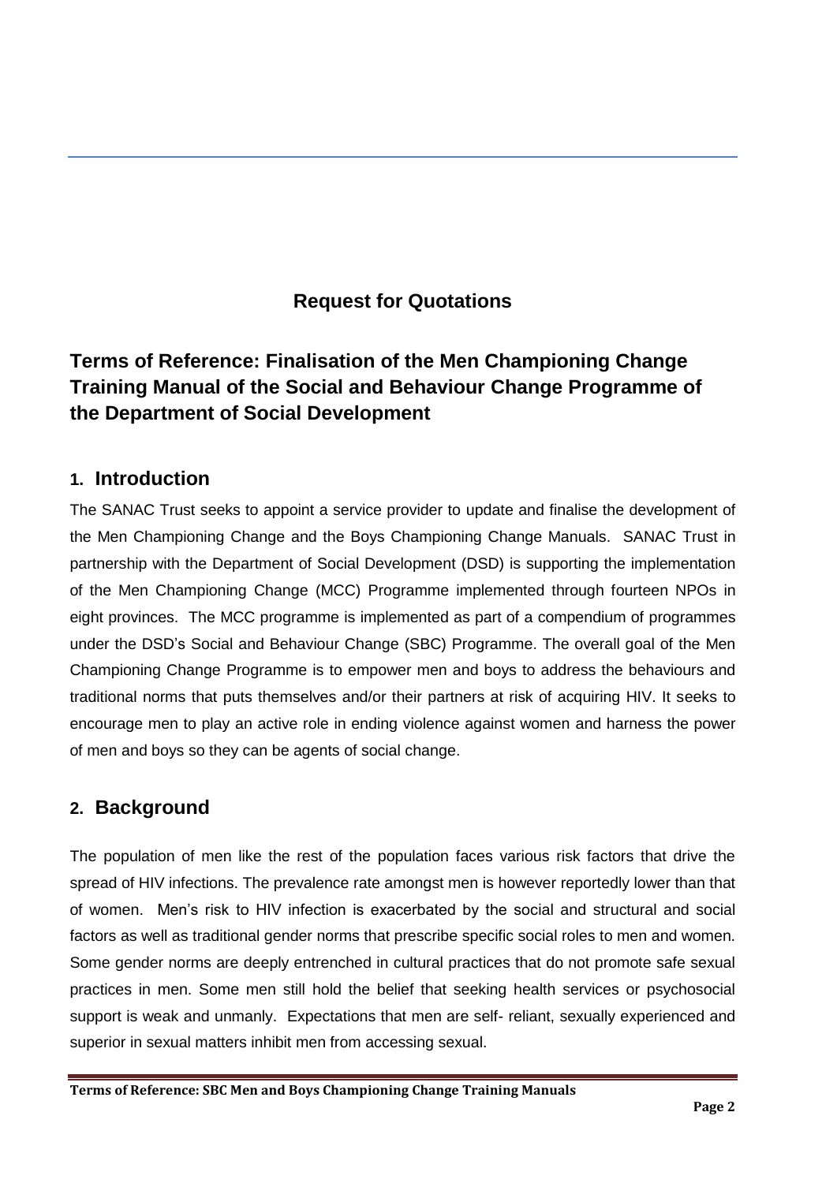## Request for Quotations

## Terms of Reference: Finalisation of the Men Championing Change Training Manual of the Social and Behaviour Change Programme of the Department of Social Development

## 1. Introduction

The SANAC Trust seeks to appoint a service provider to update and finalise the development of the Men Championing Change and the Boys Championing Change Manuals. SANAC Trust in partnership with the Department of Social Development (DSD) is supporting the implementation of the Men Championing Change (MCC) Programme implemented through fourteen NPOs in eight provinces. The MCC programme is implemented as part of a compendium of programmes under the DSD's Social and Behaviour Change (SBC) Programme. The overall goal of the Men Championing Change Programme is to empower men and boys to address the behaviours and traditional norms that puts themselves and/or their partners at risk of acquiring HIV. It seeks to encourage men to play an active role in ending violence against women and harness the power of men and boys so they can be agents of social change.

## 2. Background

The population of men like the rest of the population faces various risk factors that drive the spread of HIV infections. The prevalence rate amongst men is however reportedly lower than that of women. Men's risk to HIV infection is exacerbated by the social and structural and social factors as well as traditional gender norms that prescribe specific social roles to men and women. Some gender norms are deeply entrenched in cultural practices that do not promote safe sexual practices in men. Some men still hold the belief that seeking health services or psychosocial support is weak and unmanly. Expectations that men are self- reliant, sexually experienced and superior in sexual matters inhibit men from accessing sexual.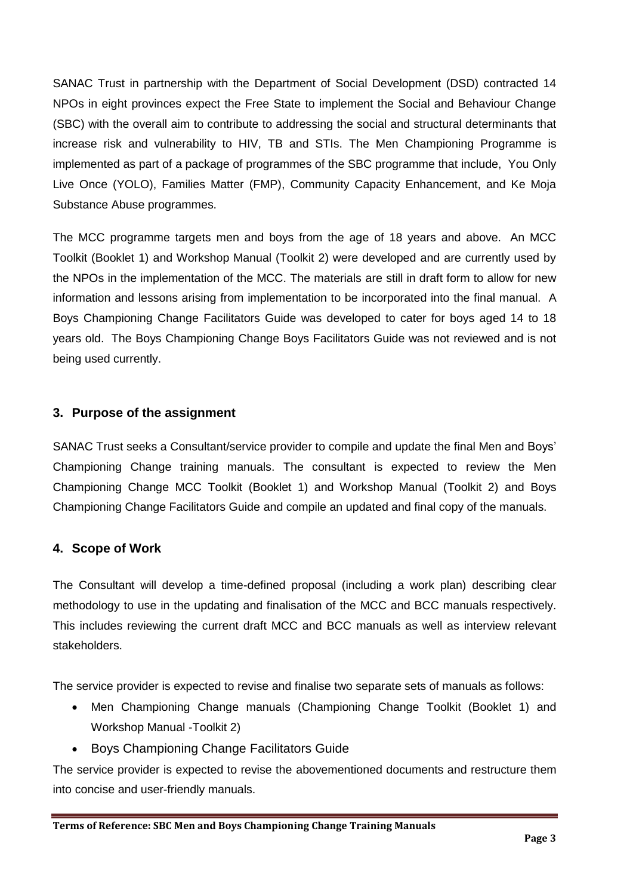SANAC Trust in partnership with the Department of Social Development (DSD) contracted 14 NPOs in eight provinces expect the Free State to implement the Social and Behaviour Change (SBC) with the overall aim to contribute to addressing the social and structural determinants that increase risk and vulnerability to HIV, TB and STIs. The Men Championing Programme is implemented as part of a package of programmes of the SBC programme that include, You Only Live Once (YOLO), Families Matter (FMP), Community Capacity Enhancement, and Ke Moja Substance Abuse programmes.

The MCC programme targets men and boys from the age of 18 years and above. An MCC Toolkit (Booklet 1) and Workshop Manual (Toolkit 2) were developed and are currently used by the NPOs in the implementation of the MCC. The materials are still in draft form to allow for new information and lessons arising from implementation to be incorporated into the final manual. A Boys Championing Change Facilitators Guide was developed to cater for boys aged 14 to 18 years old. The Boys Championing Change Boys Facilitators Guide was not reviewed and is not being used currently.

## 3. Purpose of the assignment

SANAC Trust seeks a Consultant/service provider to compile and update the final Men and Boys' Championing Change training manuals. The consultant is expected to review the Men Championing Change MCC Toolkit (Booklet 1) and Workshop Manual (Toolkit 2) and Boys Championing Change Facilitators Guide and compile an updated and final copy of the manuals.

## 4. Scope of Work

The Consultant will develop a time-defined proposal (including a work plan) describing clear methodology to use in the updating and finalisation of the MCC and BCC manuals respectively. This includes reviewing the current draft MCC and BCC manuals as well as interview relevant stakeholders.

The service provider is expected to revise and finalise two separate sets of manuals as follows:

- Men Championing Change manuals (Championing Change Toolkit (Booklet 1) and Workshop Manual -Toolkit 2)
- Boys Championing Change Facilitators Guide

The service provider is expected to revise the abovementioned documents and restructure them into concise and user-friendly manuals.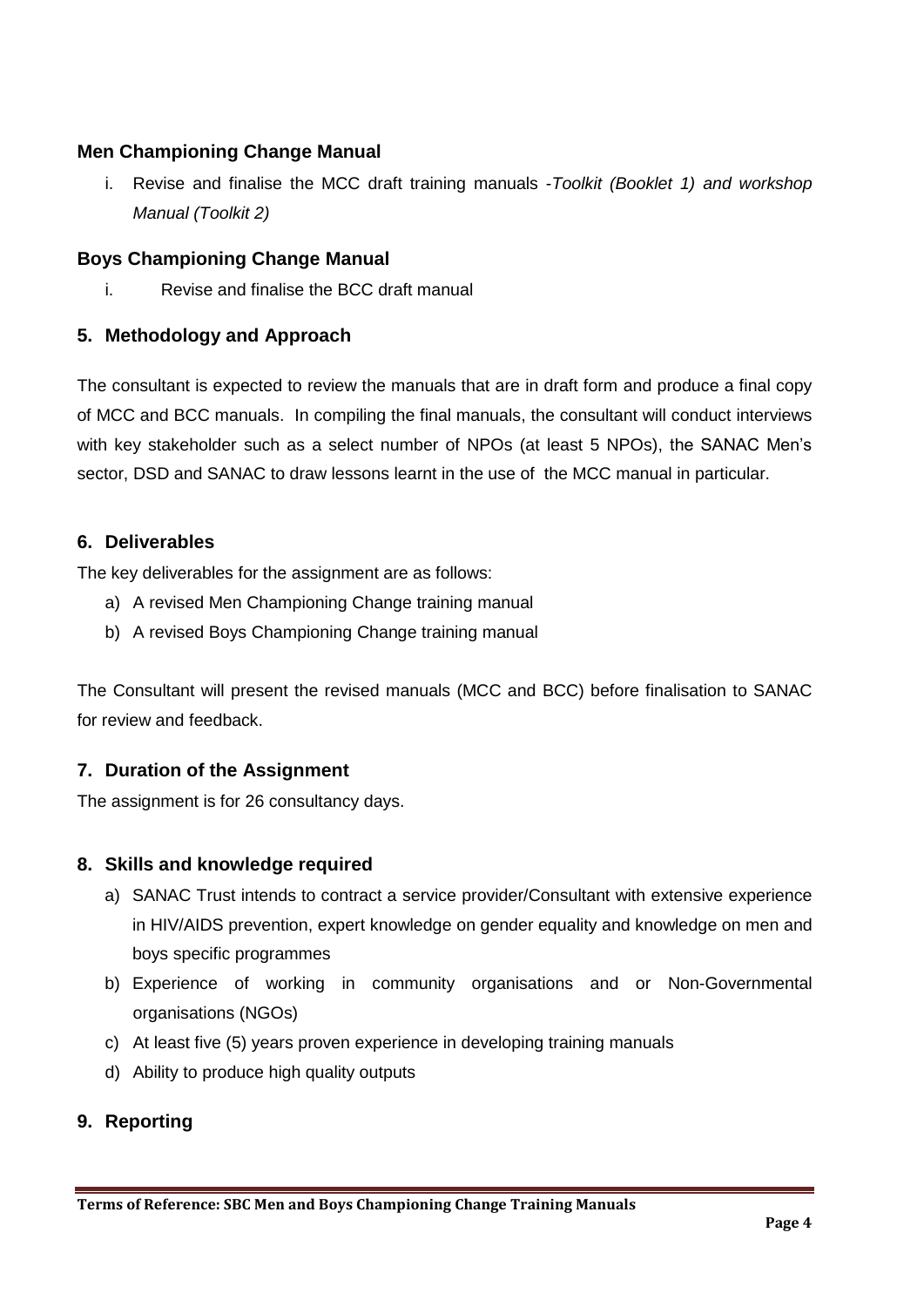### Men Championing Change Manual

i. Revise and finalise the MCC draft training manuals -*Toolkit (Booklet 1) and workshop Manual (Toolkit 2)*

### Boys Championing Change Manual

i. Revise and finalise the BCC draft manual

## 5. Methodology and Approach

The consultant is expected to review the manuals that are in draft form and produce a final copy of MCC and BCC manuals. In compiling the final manuals, the consultant will conduct interviews with key stakeholder such as a select number of NPOs (at least 5 NPOs), the SANAC Men's sector, DSD and SANAC to draw lessons learnt in the use of the MCC manual in particular.

## 6. Deliverables

The key deliverables for the assignment are as follows:

a) A revised Men Championing Change training manual
b) A revised Boys Championing Change training manual

The Consultant will present the revised manuals (MCC and BCC) before finalisation to SANAC for review and feedback.

## 7. Duration of the Assignment

The assignment is for 26 consultancy days.

## 8. Skills and knowledge required

a) SANAC Trust intends to contract a service provider/Consultant with extensive experience in HIV/AIDS prevention, expert knowledge on gender equality and knowledge on men and boys specific programmes
b) Experience of working in community organisations and or Non-Governmental organisations (NGOs)
c) At least five (5) years proven experience in developing training manuals
d) Ability to produce high quality outputs

## 9. Reporting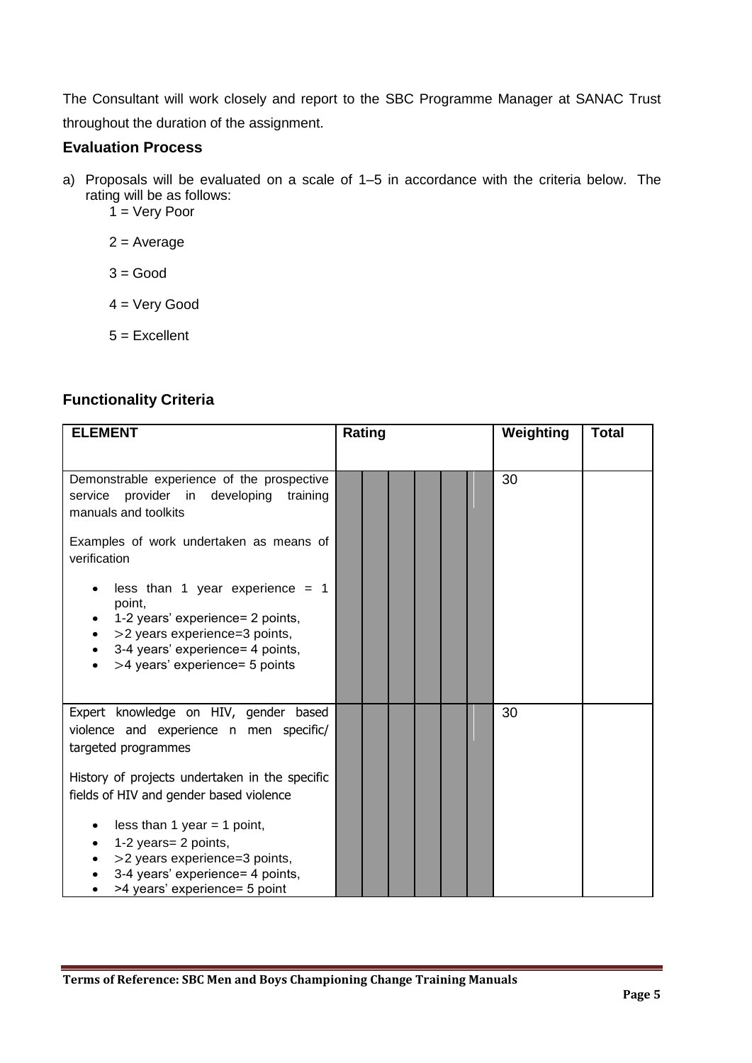The Consultant will work closely and report to the SBC Programme Manager at SANAC Trust throughout the duration of the assignment.

### Evaluation Process

a) Proposals will be evaluated on a scale of 1–5 in accordance with the criteria below. The rating will be as follows:

   1 = Very Poor

   2 = Average

   3 = Good

   4 = Very Good

   5 = Excellent

### Functionality Criteria

| ELEMENT | Rating | | | | | | Weighting | Total |
|---|---|---|---|---|---|---|---|---|
| Demonstrable experience of the prospective service provider in developing training manuals and toolkits<br><br>Examples of work undertaken as means of verification<br><br>• less than 1 year experience = 1 point,<br>• 1-2 years' experience= 2 points,<br>• >2 years experience=3 points,<br>• 3-4 years' experience= 4 points,<br>• >4 years' experience= 5 points | | | | | | | 30 | |
| Expert knowledge on HIV, gender based violence and experience n men specific/ targeted programmes<br><br>History of projects undertaken in the specific fields of HIV and gender based violence<br><br>• less than 1 year = 1 point,<br>• 1-2 years= 2 points,<br>• >2 years experience=3 points,<br>• 3-4 years' experience= 4 points,<br>• >4 years' experience= 5 point | | | | | | | 30 | |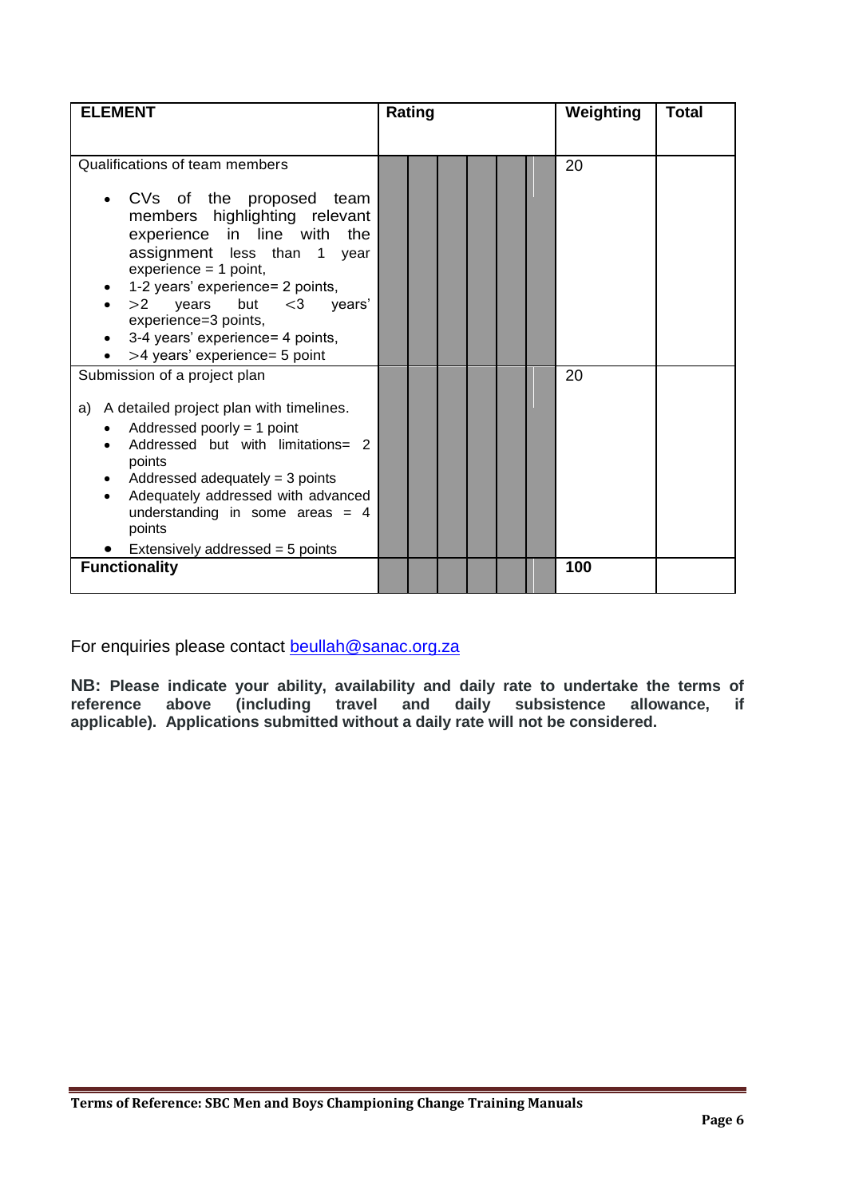| ELEMENT | Rating | | | | | | Weighting | Total |
|---|---|---|---|---|---|---|---|---|
| Qualifications of team members<br><br>• CVs of the proposed team members highlighting relevant experience in line with the assignment less than 1 year experience = 1 point,<br>• 1-2 years' experience= 2 points,<br>• >2 years but <3 years' experience=3 points,<br>• 3-4 years' experience= 4 points,<br>• >4 years' experience= 5 point | | | | | | | 20 | |
| Submission of a project plan<br><br>a) A detailed project plan with timelines.<br>• Addressed poorly = 1 point<br>• Addressed but with limitations= 2 points<br>• Addressed adequately = 3 points<br>• Adequately addressed with advanced understanding in some areas = 4 points<br>• Extensively addressed = 5 points | | | | | | | 20 | |
| **Functionality** | | | | | | | **100** | |

For enquiries please contact beullah@sanac.org.za

**NB: Please indicate your ability, availability and daily rate to undertake the terms of reference above (including travel and daily subsistence allowance, if applicable). Applications submitted without a daily rate will not be considered.**